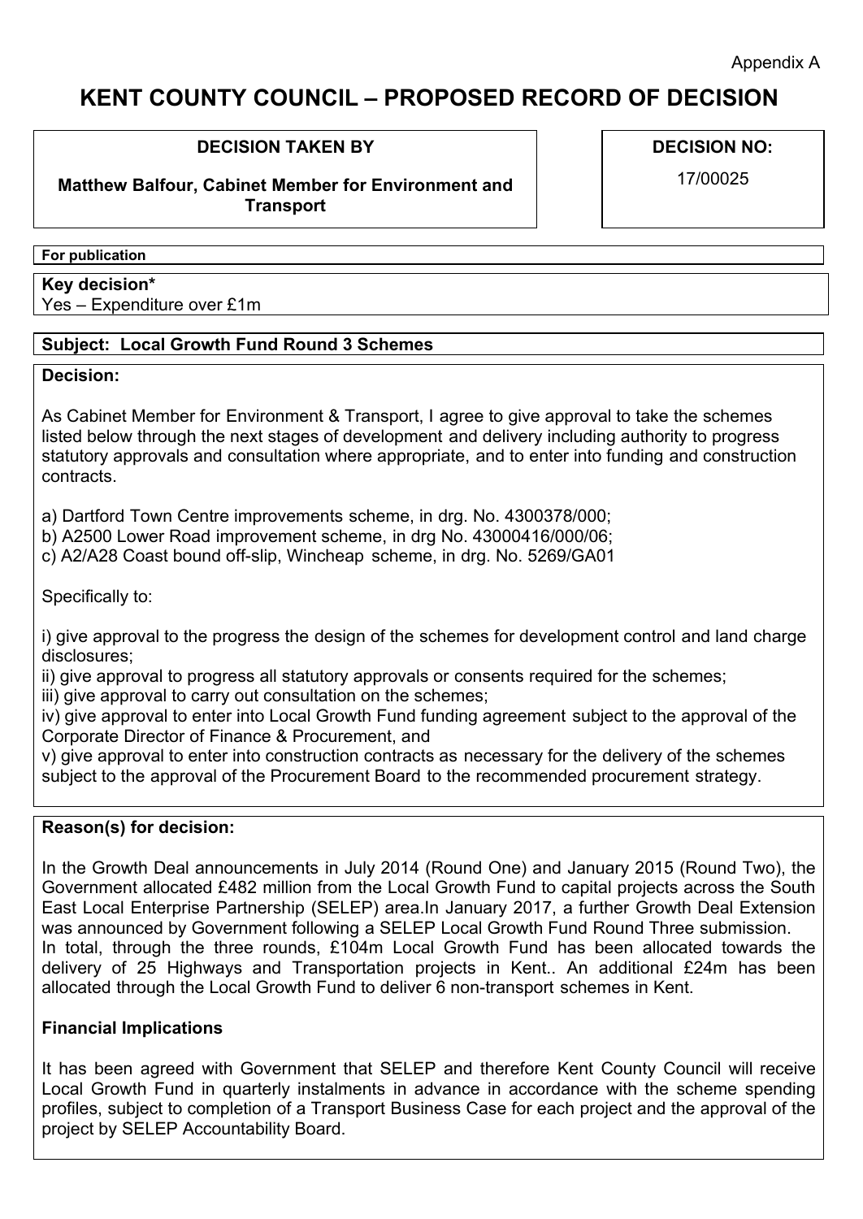Appendix A

# KENT COUNTY COUNCIL – PROPOSED RECORD OF DECISION

| DECISION TAKEN BY | DECISION NO: |
|---|---|
| Matthew Balfour, Cabinet Member for Environment and Transport | 17/00025 |

**For publication**

**Key decision***
Yes – Expenditure over £1m

**Subject: Local Growth Fund Round 3 Schemes**

**Decision:**

As Cabinet Member for Environment & Transport, I agree to give approval to take the schemes listed below through the next stages of development and delivery including authority to progress statutory approvals and consultation where appropriate, and to enter into funding and construction contracts.

a) Dartford Town Centre improvements scheme, in drg. No. 4300378/000;
b) A2500 Lower Road improvement scheme, in drg No. 43000416/000/06;
c) A2/A28 Coast bound off-slip, Wincheap scheme, in drg. No. 5269/GA01

Specifically to:

i) give approval to the progress the design of the schemes for development control and land charge disclosures;
ii) give approval to progress all statutory approvals or consents required for the schemes;
iii) give approval to carry out consultation on the schemes;
iv) give approval to enter into Local Growth Fund funding agreement subject to the approval of the Corporate Director of Finance & Procurement, and
v) give approval to enter into construction contracts as necessary for the delivery of the schemes subject to the approval of the Procurement Board to the recommended procurement strategy.

**Reason(s) for decision:**

In the Growth Deal announcements in July 2014 (Round One) and January 2015 (Round Two), the Government allocated £482 million from the Local Growth Fund to capital projects across the South East Local Enterprise Partnership (SELEP) area.In January 2017, a further Growth Deal Extension was announced by Government following a SELEP Local Growth Fund Round Three submission.
In total, through the three rounds, £104m Local Growth Fund has been allocated towards the delivery of 25 Highways and Transportation projects in Kent.. An additional £24m has been allocated through the Local Growth Fund to deliver 6 non-transport schemes in Kent.

**Financial Implications**

It has been agreed with Government that SELEP and therefore Kent County Council will receive Local Growth Fund in quarterly instalments in advance in accordance with the scheme spending profiles, subject to completion of a Transport Business Case for each project and the approval of the project by SELEP Accountability Board.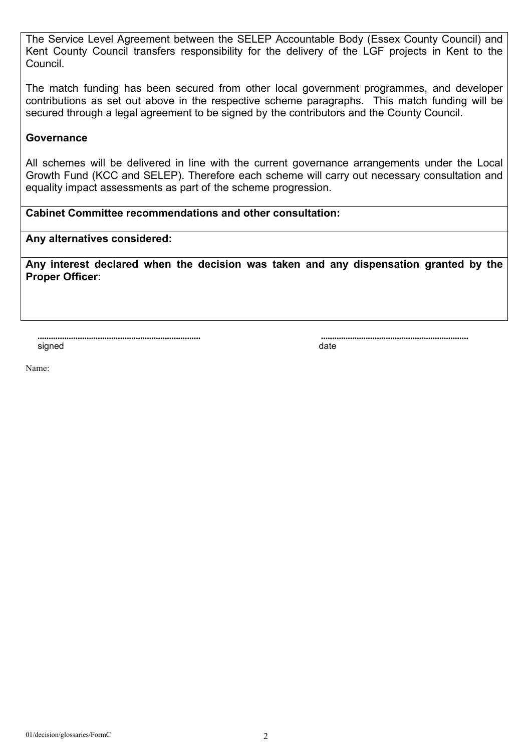The Service Level Agreement between the SELEP Accountable Body (Essex County Council) and Kent County Council transfers responsibility for the delivery of the LGF projects in Kent to the Council.

The match funding has been secured from other local government programmes, and developer contributions as set out above in the respective scheme paragraphs. This match funding will be secured through a legal agreement to be signed by the contributors and the County Council.

**Governance**

All schemes will be delivered in line with the current governance arrangements under the Local Growth Fund (KCC and SELEP). Therefore each scheme will carry out necessary consultation and equality impact assessments as part of the scheme progression.

**Cabinet Committee recommendations and other consultation:**

**Any alternatives considered:**

**Any interest declared when the decision was taken and any dispensation granted by the Proper Officer:**

........................................................................ ..................................................................

signed date

Name:

01/decision/glossaries/FormC